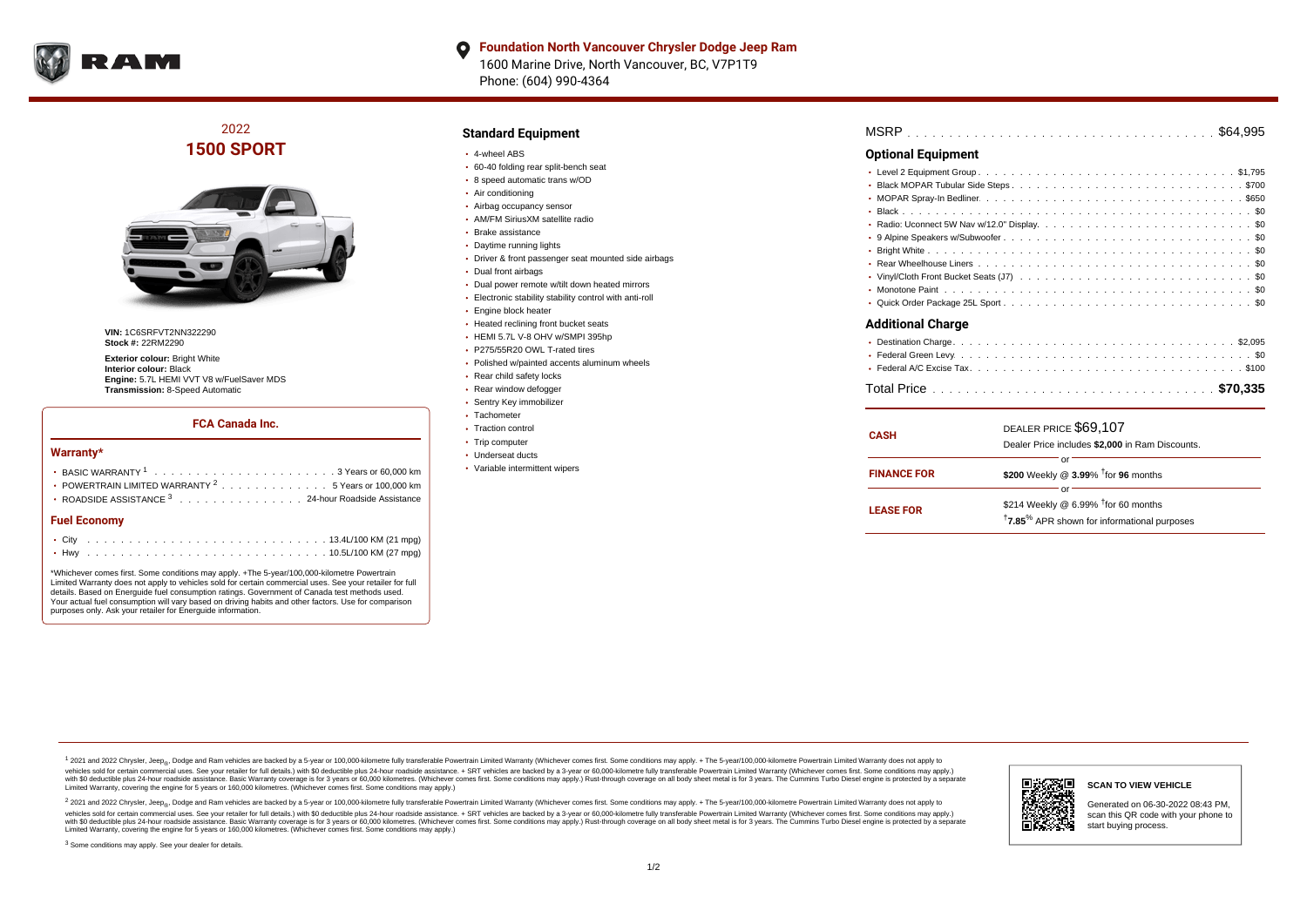**Foundation North Vancouver Chrysler Dodge Jeep Ram**
1600 Marine Drive, North Vancouver, BC, V7P1T9
Phone: (604) 990-4364

## 2022
## 1500 SPORT

**VIN:** 1C6SRFVT2NN322290
**Stock #:** 22RM2290

**Exterior colour:** Bright White
**Interior colour:** Black
**Engine:** 5.7L HEMI VVT V8 w/FuelSaver MDS
**Transmission:** 8-Speed Automatic

### FCA Canada Inc.

#### Warranty*

- BASIC WARRANTY [1] . . . . . . . . . . 3 Years or 60,000 km
- POWERTRAIN LIMITED WARRANTY [2] . . . . . . . . . . 5 Years or 100,000 km
- ROADSIDE ASSISTANCE [3] . . . . . . . . . . 24-hour Roadside Assistance

#### Fuel Economy

- City . . . . . . . . . . 13.4L/100 KM (21 mpg)
- Hwy . . . . . . . . . . 10.5L/100 KM (27 mpg)

*Whichever comes first. Some conditions may apply. +The 5-year/100,000-kilometre Powertrain Limited Warranty does not apply to vehicles sold for certain commercial uses. See your retailer for full details. Based on Energuide fuel consumption ratings. Government of Canada test methods used. Your actual fuel consumption will vary based on driving habits and other factors. Use for comparison purposes only. Ask your retailer for Energuide information.

## Standard Equipment

- 4-wheel ABS
- 60-40 folding rear split-bench seat
- 8 speed automatic trans w/OD
- Air conditioning
- Airbag occupancy sensor
- AM/FM SiriusXM satellite radio
- Brake assistance
- Daytime running lights
- Driver & front passenger seat mounted side airbags
- Dual front airbags
- Dual power remote w/tilt down heated mirrors
- Electronic stability stability control with anti-roll
- Engine block heater
- Heated reclining front bucket seats
- HEMI 5.7L V-8 OHV w/SMPI 395hp
- P275/55R20 OWL T-rated tires
- Polished w/painted accents aluminum wheels
- Rear child safety locks
- Rear window defogger
- Sentry Key immobilizer
- Tachometer
- Traction control
- Trip computer
- Underseat ducts
- Variable intermittent wipers

MSRP . . . . . . . . . . $64,995

### Optional Equipment

- Level 2 Equipment Group . . . . . . . . . . $1,795
- Black MOPAR Tubular Side Steps . . . . . . . . . . $700
- MOPAR Spray-In Bedliner . . . . . . . . . . $650
- Black . . . . . . . . . . $0
- Radio: Uconnect 5W Nav w/12.0" Display . . . . . . . . . . $0
- 9 Alpine Speakers w/Subwoofer . . . . . . . . . . $0
- Bright White . . . . . . . . . . $0
- Rear Wheelhouse Liners . . . . . . . . . . $0
- Vinyl/Cloth Front Bucket Seats (J7) . . . . . . . . . . $0
- Monotone Paint . . . . . . . . . . $0
- Quick Order Package 25L Sport . . . . . . . . . . $0

### Additional Charge

- Destination Charge . . . . . . . . . . $2,095
- Federal Green Levy . . . . . . . . . . $0
- Federal A/C Excise Tax . . . . . . . . . . $100

Total Price . . . . . . . . . . **$70,335**

| | |
|---|---|
| **CASH** | DEALER PRICE $69,107<br>Dealer Price includes **$2,000** in Ram Discounts. |
| | or |
| **FINANCE FOR** | **$200** Weekly @ **3.99**% †for **96** months |
| | or |
| **LEASE FOR** | $214 Weekly @ 6.99% †for 60 months<br>†**7.85**% APR shown for informational purposes |

[1] 2021 and 2022 Chrysler, Jeep®, Dodge and Ram vehicles are backed by a 5-year or 100,000-kilometre fully transferable Powertrain Limited Warranty (Whichever comes first. Some conditions may apply. + The 5-year/100,000-kilometre Powertrain Limited Warranty does not apply to vehicles sold for certain commercial uses. See your retailer for full details.) with $0 deductible plus 24-hour roadside assistance. + SRT vehicles are backed by a 3-year or 60,000-kilometre fully transferable Powertrain Limited Warranty (Whichever comes first. Some conditions may apply.) with $0 deductible plus 24-hour roadside assistance. Basic Warranty coverage is for 3 years or 60,000 kilometres. (Whichever comes first. Some conditions may apply.) Rust-through coverage on all body sheet metal is for 3 years. The Cummins Turbo Diesel engine is protected by a separate Limited Warranty, covering the engine for 5 years or 160,000 kilometres. (Whichever comes first. Some conditions may apply.)

[2] 2021 and 2022 Chrysler, Jeep®, Dodge and Ram vehicles are backed by a 5-year or 100,000-kilometre fully transferable Powertrain Limited Warranty (Whichever comes first. Some conditions may apply. + The 5-year/100,000-kilometre Powertrain Limited Warranty does not apply to vehicles sold for certain commercial uses. See your retailer for full details.) with $0 deductible plus 24-hour roadside assistance. + SRT vehicles are backed by a 3-year or 60,000-kilometre fully transferable Powertrain Limited Warranty (Whichever comes first. Some conditions may apply.) with $0 deductible plus 24-hour roadside assistance. Basic Warranty coverage is for 3 years or 60,000 kilometres. (Whichever comes first. Some conditions may apply.) Rust-through coverage on all body sheet metal is for 3 years. The Cummins Turbo Diesel engine is protected by a separate Limited Warranty, covering the engine for 5 years or 160,000 kilometres. (Whichever comes first. Some conditions may apply.)

[3] Some conditions may apply. See your dealer for details.

**SCAN TO VIEW VEHICLE**

Generated on 06-30-2022 08:43 PM, scan this QR code with your phone to start buying process.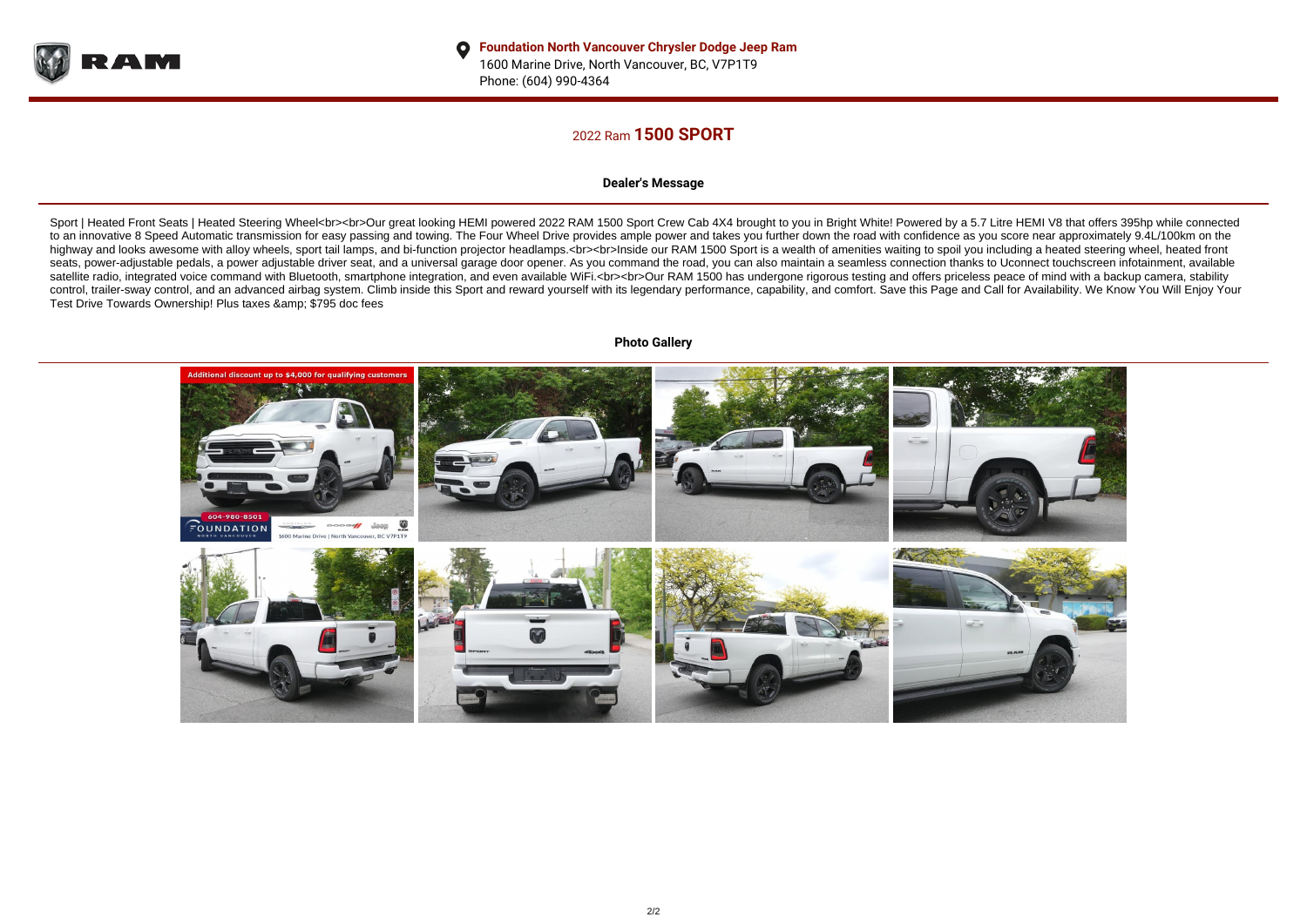**Foundation North Vancouver Chrysler Dodge Jeep Ram**
1600 Marine Drive, North Vancouver, BC, V7P1T9
Phone: (604) 990-4364

# 2022 Ram **1500 SPORT**

## Dealer's Message

Sport | Heated Front Seats | Heated Steering Wheel<br><br>Our great looking HEMI powered 2022 RAM 1500 Sport Crew Cab 4X4 brought to you in Bright White! Powered by a 5.7 Litre HEMI V8 that offers 395hp while connected to an innovative 8 Speed Automatic transmission for easy passing and towing. The Four Wheel Drive provides ample power and takes you further down the road with confidence as you score near approximately 9.4L/100km on the highway and looks awesome with alloy wheels, sport tail lamps, and bi-function projector headlamps.<br><br>Inside our RAM 1500 Sport is a wealth of amenities waiting to spoil you including a heated steering wheel, heated front seats, power-adjustable pedals, a power adjustable driver seat, and a universal garage door opener. As you command the road, you can also maintain a seamless connection thanks to Uconnect touchscreen infotainment, available satellite radio, integrated voice command with Bluetooth, smartphone integration, and even available WiFi.<br><br>Our RAM 1500 has undergone rigorous testing and offers priceless peace of mind with a backup camera, stability control, trailer-sway control, and an advanced airbag system. Climb inside this Sport and reward yourself with its legendary performance, capability, and comfort. Save this Page and Call for Availability. We Know You Will Enjoy Your Test Drive Towards Ownership! Plus taxes &amp; $795 doc fees

## Photo Gallery